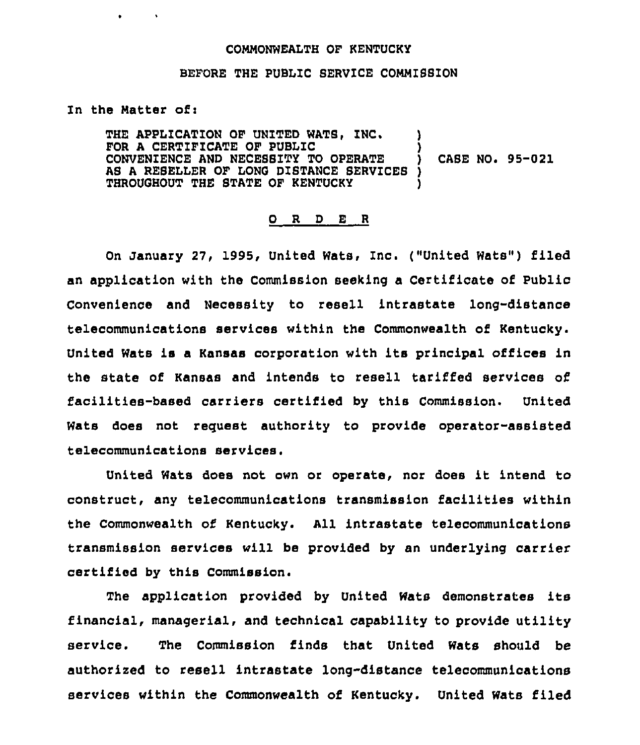COMMONWEALTH OF KENTUCKY

BEFORE THE PUBLIC SERVICE COMMISSION

In the Matter of:

| | | |
|---|---|---|
| THE APPLICATION OF UNITED WATS, INC. FOR A CERTIFICATE OF PUBLIC CONVENIENCE AND NECESSITY TO OPERATE AS A RESELLER OF LONG DISTANCE SERVICES THROUGHOUT THE STATE OF KENTUCKY | ) | CASE NO. 95-021 |

# O R D E R

On January 27, 1995, United Wats, Inc. ("United Wats") filed an application with the Commission seeking a Certificate of Public Convenience and Necessity to resell intrastate long-distance telecommunications services within the Commonwealth of Kentucky. United Wats is a Kansas corporation with its principal offices in the state of Kansas and intends to resell tariffed services of facilities-based carriers certified by this Commission. United Wats does not request authority to provide operator-assisted telecommunications services.

United Wats does not own or operate, nor does it intend to construct, any telecommunications transmission facilities within the Commonwealth of Kentucky. All intrastate telecommunications transmission services will be provided by an underlying carrier certified by this Commission.

The application provided by United Wats demonstrates its financial, managerial, and technical capability to provide utility service. The Commission finds that United Wats should be authorized to resell intrastate long-distance telecommunications services within the Commonwealth of Kentucky. United Wats filed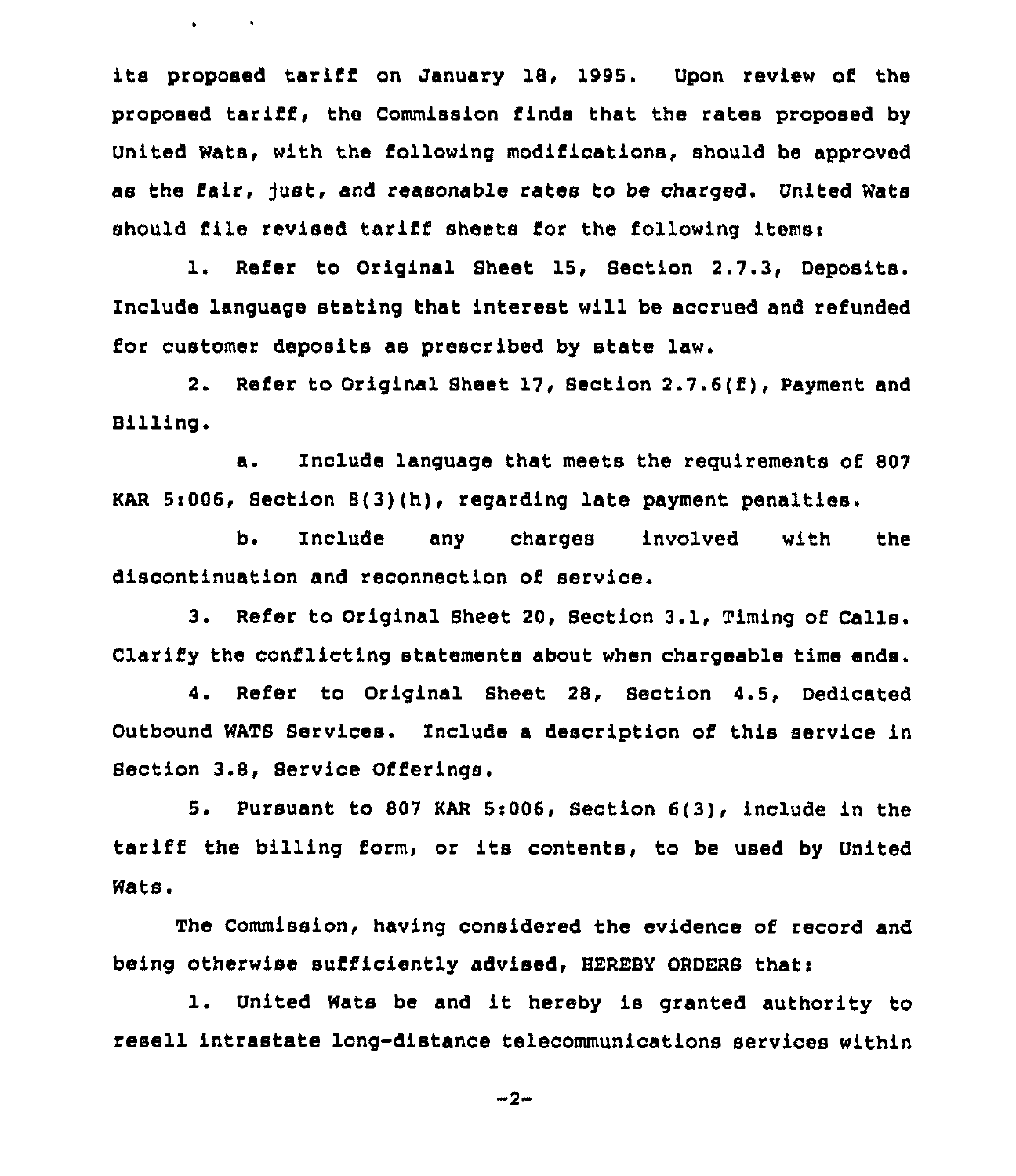its proposed tariff on January 18, 1995. Upon review of the proposed tariff, the Commission finds that the rates proposed by United Wats, with the following modifications, should be approved as the fair, just, and reasonable rates to be charged. United Wats should file revised tariff sheets for the following items:

1. Refer to Original Sheet 15, Section 2.7.3, Deposits. Include language stating that interest will be accrued and refunded for customer deposits as prescribed by state law.

2. Refer to Original Sheet 17, Section 2.7.6(f), Payment and Billing.

   a. Include language that meets the requirements of 807 KAR 5:006, Section 8(3)(h), regarding late payment penalties.

   b. Include any charges involved with the discontinuation and reconnection of service.

3. Refer to Original Sheet 20, Section 3.1, Timing of Calls. Clarify the conflicting statements about when chargeable time ends.

4. Refer to Original Sheet 28, Section 4.5, Dedicated Outbound WATS Services. Include a description of this service in Section 3.8, Service Offerings.

5. Pursuant to 807 KAR 5:006, Section 6(3), include in the tariff the billing form, or its contents, to be used by United Wats.

The Commission, having considered the evidence of record and being otherwise sufficiently advised, HEREBY ORDERS that:

1. United Wats be and it hereby is granted authority to resell intrastate long-distance telecommunications services within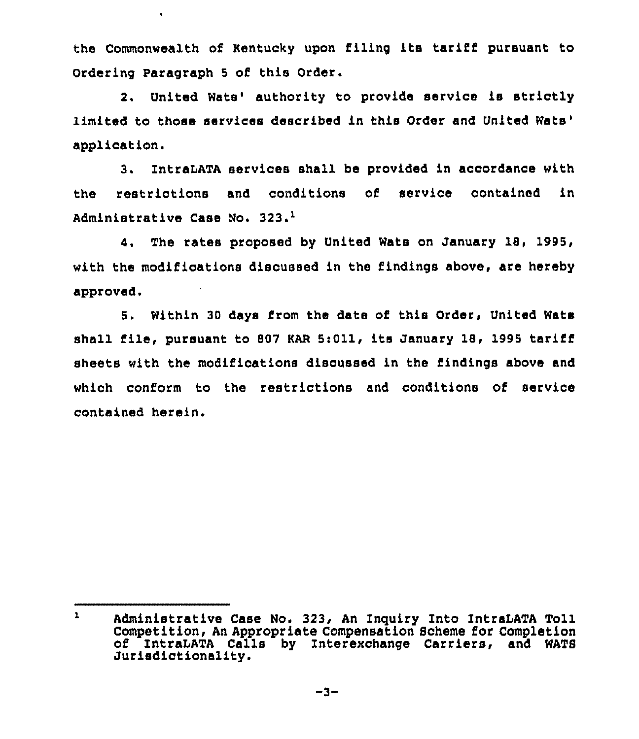the Commonwealth of Kentucky upon filing its tariff pursuant to Ordering Paragraph 5 of this Order.

2. United Wats' authority to provide service is strictly limited to those services described in this Order and United Wats' application.

3. IntraLATA services shall be provided in accordance with the restrictions and conditions of service contained in Administrative Case No. 323.[1]

4. The rates proposed by United Wats on January 18, 1995, with the modifications discussed in the findings above, are hereby approved.

5. Within 30 days from the date of this Order, United Wats shall file, pursuant to 807 KAR 5:011, its January 18, 1995 tariff sheets with the modifications discussed in the findings above and which conform to the restrictions and conditions of service contained herein.

---

[1] Administrative Case No. 323, An Inquiry Into IntraLATA Toll Competition, An Appropriate Compensation Scheme for Completion of IntraLATA Calls by Interexchange Carriers, and WATS Jurisdictionality.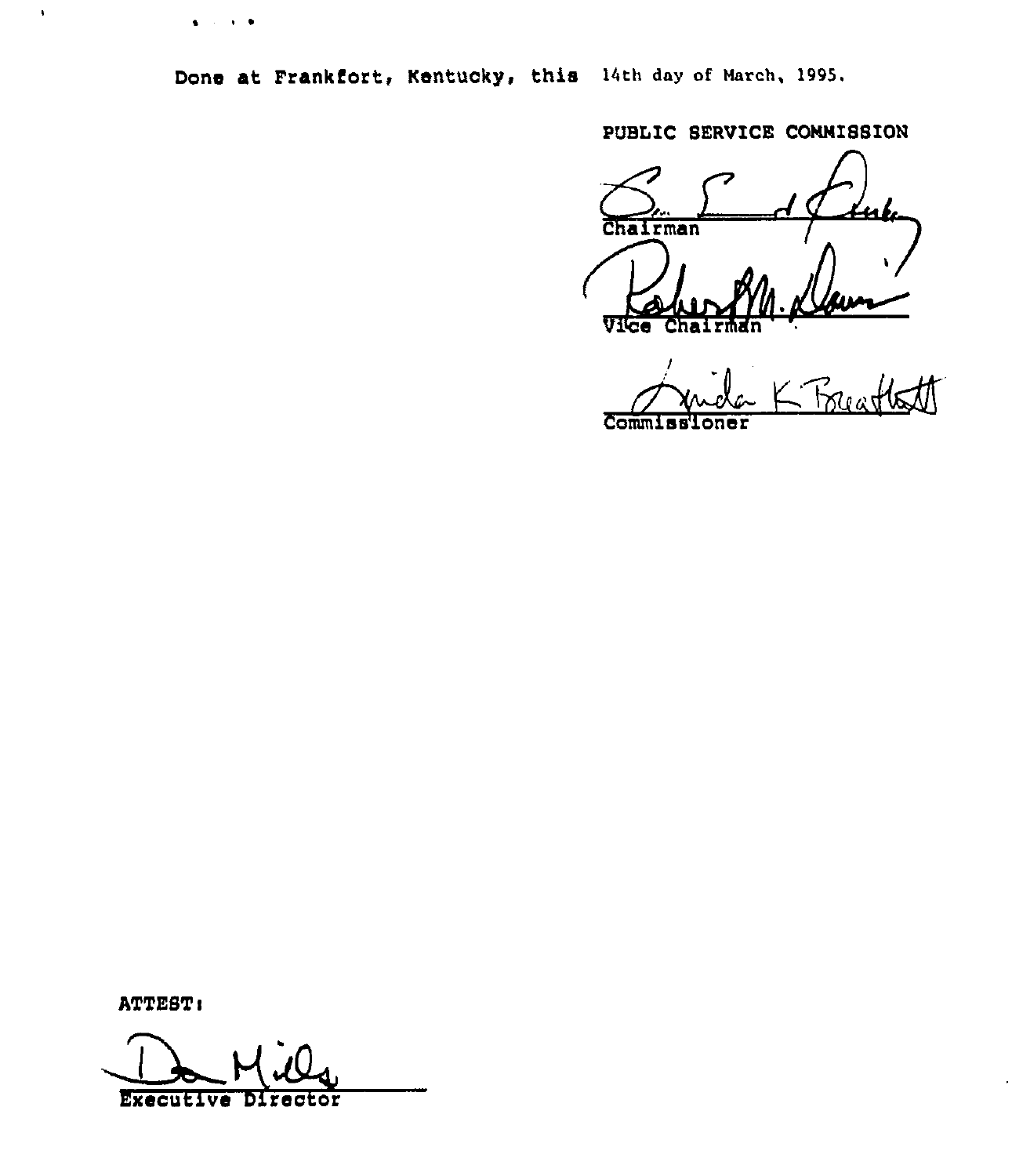Done at Frankfort, Kentucky, this 14th day of March, 1995.

PUBLIC SERVICE COMMISSION

Chairman

Vice Chairman

Commissioner

ATTEST:

Executive Director